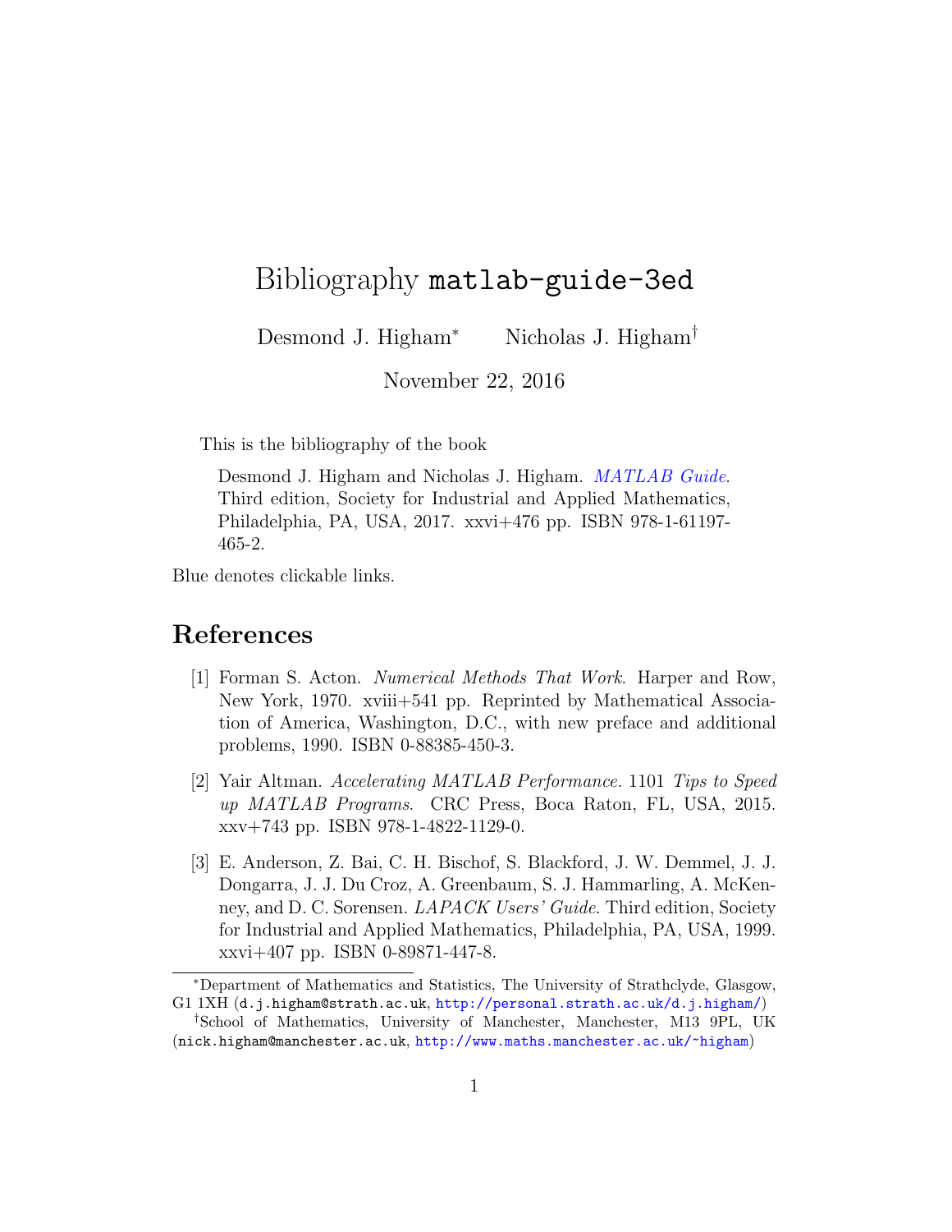# Bibliography `matlab-guide-3ed`

Desmond J. Higham[*] Nicholas J. Higham[†]

November 22, 2016

This is the bibliography of the book

> Desmond J. Higham and Nicholas J. Higham. *MATLAB Guide*. Third edition, Society for Industrial and Applied Mathematics, Philadelphia, PA, USA, 2017. xxvi+476 pp. ISBN 978-1-61197-465-2.

Blue denotes clickable links.

## References

[1] Forman S. Acton. *Numerical Methods That Work*. Harper and Row, New York, 1970. xviii+541 pp. Reprinted by Mathematical Association of America, Washington, D.C., with new preface and additional problems, 1990. ISBN 0-88385-450-3.

[2] Yair Altman. *Accelerating MATLAB Performance.* 1101 *Tips to Speed up MATLAB Programs*. CRC Press, Boca Raton, FL, USA, 2015. xxv+743 pp. ISBN 978-1-4822-1129-0.

[3] E. Anderson, Z. Bai, C. H. Bischof, S. Blackford, J. W. Demmel, J. J. Dongarra, J. J. Du Croz, A. Greenbaum, S. J. Hammarling, A. McKenney, and D. C. Sorensen. *LAPACK Users' Guide*. Third edition, Society for Industrial and Applied Mathematics, Philadelphia, PA, USA, 1999. xxvi+407 pp. ISBN 0-89871-447-8.

---

[*] Department of Mathematics and Statistics, The University of Strathclyde, Glasgow, G1 1XH (`d.j.higham@strath.ac.uk`, `http://personal.strath.ac.uk/d.j.higham/`)

[†] School of Mathematics, University of Manchester, Manchester, M13 9PL, UK (`nick.higham@manchester.ac.uk`, `http://www.maths.manchester.ac.uk/~higham`)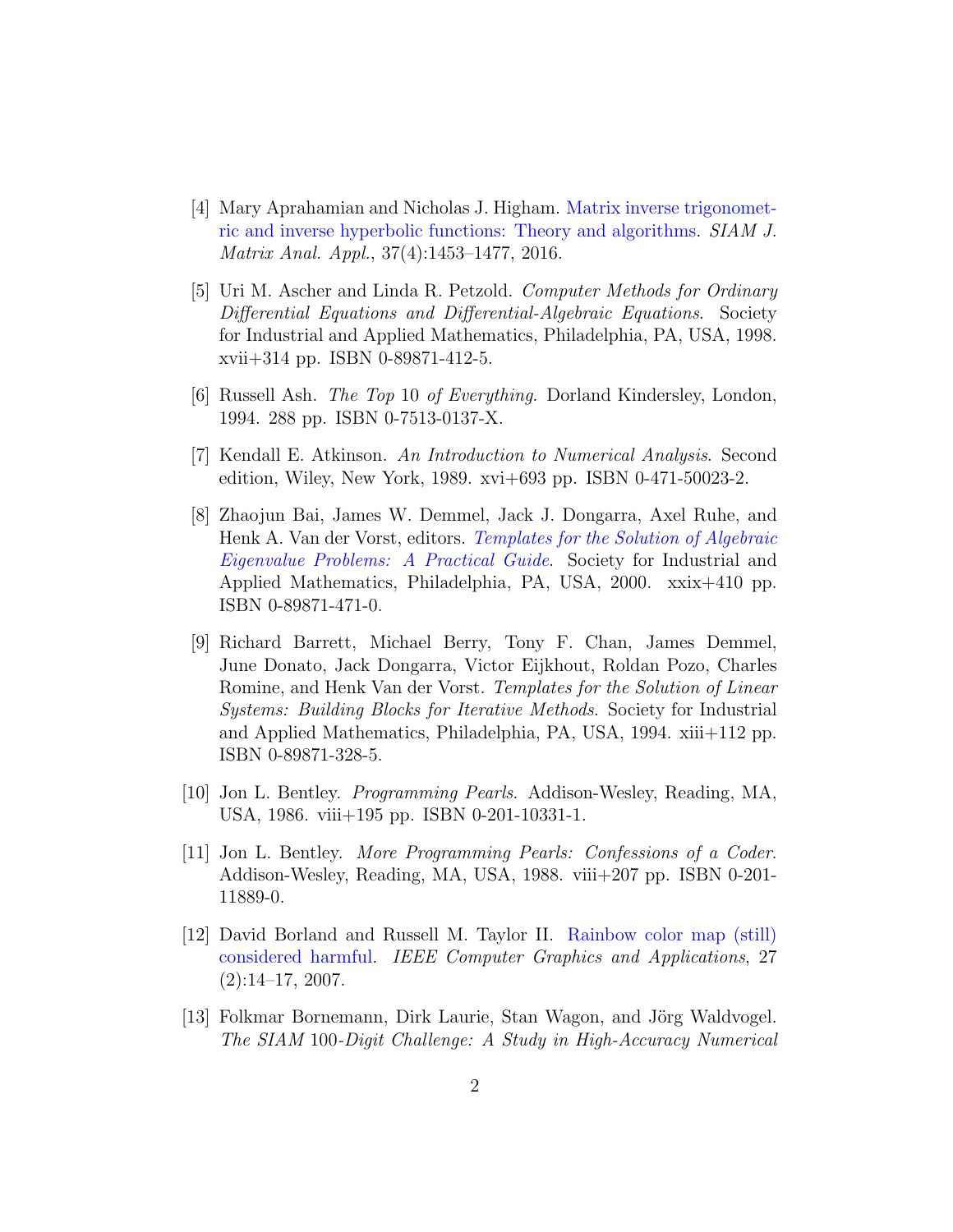[4] Mary Aprahamian and Nicholas J. Higham. Matrix inverse trigonometric and inverse hyperbolic functions: Theory and algorithms. *SIAM J. Matrix Anal. Appl.*, 37(4):1453–1477, 2016.

[5] Uri M. Ascher and Linda R. Petzold. *Computer Methods for Ordinary Differential Equations and Differential-Algebraic Equations*. Society for Industrial and Applied Mathematics, Philadelphia, PA, USA, 1998. xvii+314 pp. ISBN 0-89871-412-5.

[6] Russell Ash. *The Top* 10 *of Everything*. Dorland Kindersley, London, 1994. 288 pp. ISBN 0-7513-0137-X.

[7] Kendall E. Atkinson. *An Introduction to Numerical Analysis*. Second edition, Wiley, New York, 1989. xvi+693 pp. ISBN 0-471-50023-2.

[8] Zhaojun Bai, James W. Demmel, Jack J. Dongarra, Axel Ruhe, and Henk A. Van der Vorst, editors. *Templates for the Solution of Algebraic Eigenvalue Problems: A Practical Guide*. Society for Industrial and Applied Mathematics, Philadelphia, PA, USA, 2000. xxix+410 pp. ISBN 0-89871-471-0.

[9] Richard Barrett, Michael Berry, Tony F. Chan, James Demmel, June Donato, Jack Dongarra, Victor Eijkhout, Roldan Pozo, Charles Romine, and Henk Van der Vorst. *Templates for the Solution of Linear Systems: Building Blocks for Iterative Methods*. Society for Industrial and Applied Mathematics, Philadelphia, PA, USA, 1994. xiii+112 pp. ISBN 0-89871-328-5.

[10] Jon L. Bentley. *Programming Pearls*. Addison-Wesley, Reading, MA, USA, 1986. viii+195 pp. ISBN 0-201-10331-1.

[11] Jon L. Bentley. *More Programming Pearls: Confessions of a Coder*. Addison-Wesley, Reading, MA, USA, 1988. viii+207 pp. ISBN 0-201-11889-0.

[12] David Borland and Russell M. Taylor II. Rainbow color map (still) considered harmful. *IEEE Computer Graphics and Applications*, 27 (2):14–17, 2007.

[13] Folkmar Bornemann, Dirk Laurie, Stan Wagon, and Jörg Waldvogel. *The SIAM* 100*-Digit Challenge: A Study in High-Accuracy Numerical*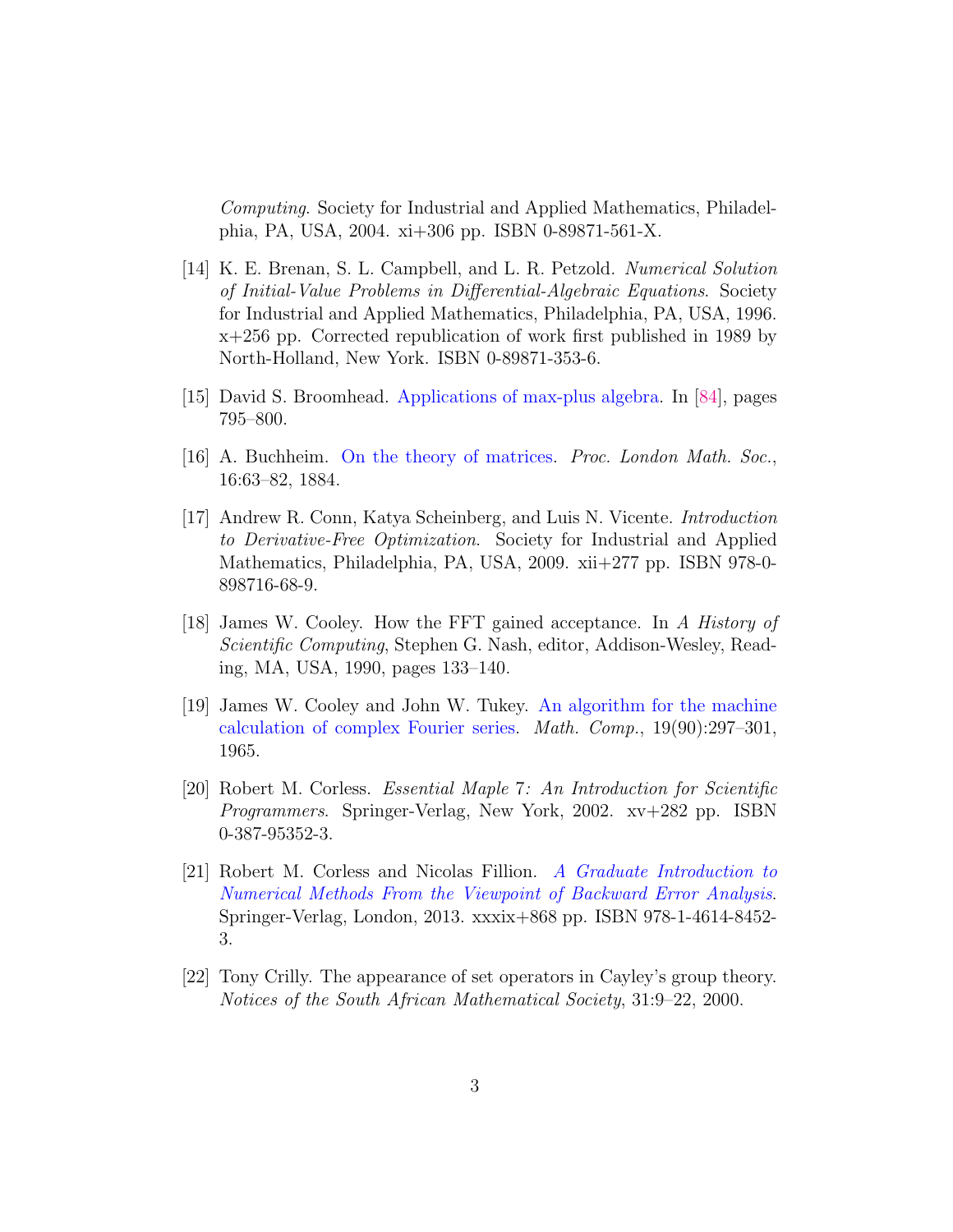*Computing*. Society for Industrial and Applied Mathematics, Philadelphia, PA, USA, 2004. xi+306 pp. ISBN 0-89871-561-X.

[14] K. E. Brenan, S. L. Campbell, and L. R. Petzold. *Numerical Solution of Initial-Value Problems in Differential-Algebraic Equations*. Society for Industrial and Applied Mathematics, Philadelphia, PA, USA, 1996. x+256 pp. Corrected republication of work first published in 1989 by North-Holland, New York. ISBN 0-89871-353-6.

[15] David S. Broomhead. Applications of max-plus algebra. In [84], pages 795–800.

[16] A. Buchheim. On the theory of matrices. *Proc. London Math. Soc.*, 16:63–82, 1884.

[17] Andrew R. Conn, Katya Scheinberg, and Luis N. Vicente. *Introduction to Derivative-Free Optimization*. Society for Industrial and Applied Mathematics, Philadelphia, PA, USA, 2009. xii+277 pp. ISBN 978-0-898716-68-9.

[18] James W. Cooley. How the FFT gained acceptance. In *A History of Scientific Computing*, Stephen G. Nash, editor, Addison-Wesley, Reading, MA, USA, 1990, pages 133–140.

[19] James W. Cooley and John W. Tukey. An algorithm for the machine calculation of complex Fourier series. *Math. Comp.*, 19(90):297–301, 1965.

[20] Robert M. Corless. *Essential Maple 7: An Introduction for Scientific Programmers*. Springer-Verlag, New York, 2002. xv+282 pp. ISBN 0-387-95352-3.

[21] Robert M. Corless and Nicolas Fillion. *A Graduate Introduction to Numerical Methods From the Viewpoint of Backward Error Analysis*. Springer-Verlag, London, 2013. xxxix+868 pp. ISBN 978-1-4614-8452-3.

[22] Tony Crilly. The appearance of set operators in Cayley's group theory. *Notices of the South African Mathematical Society*, 31:9–22, 2000.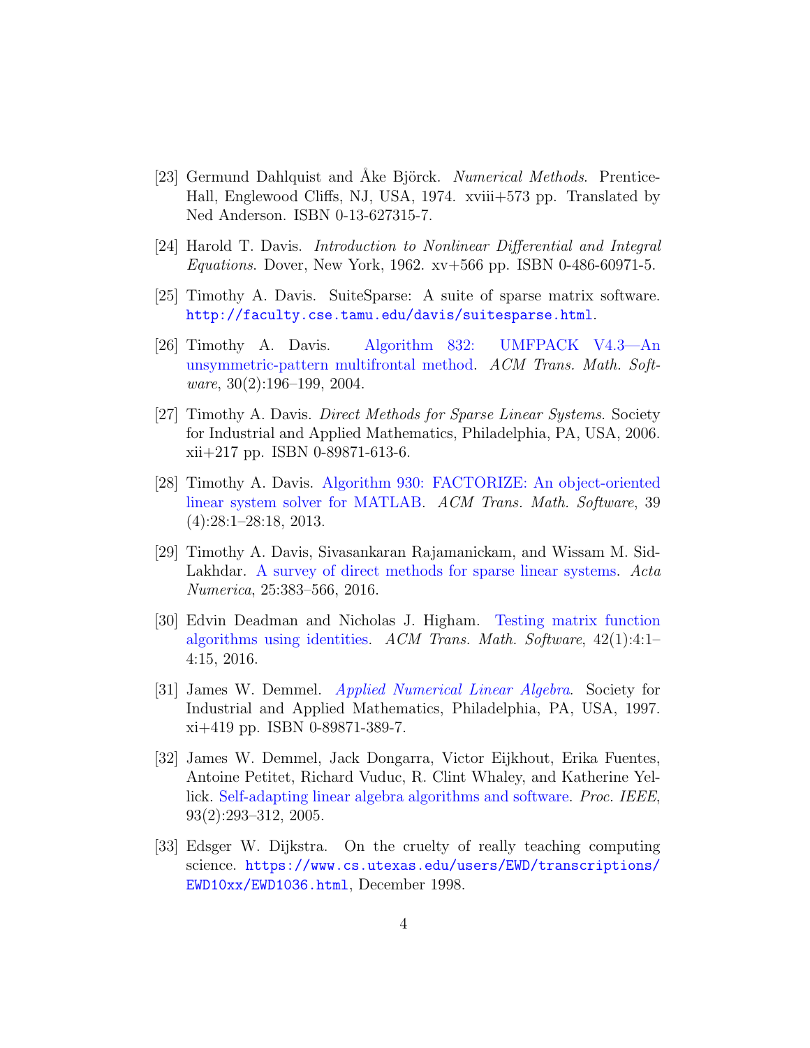[23] Germund Dahlquist and Åke Björck. *Numerical Methods*. Prentice-Hall, Englewood Cliffs, NJ, USA, 1974. xviii+573 pp. Translated by Ned Anderson. ISBN 0-13-627315-7.

[24] Harold T. Davis. *Introduction to Nonlinear Differential and Integral Equations*. Dover, New York, 1962. xv+566 pp. ISBN 0-486-60971-5.

[25] Timothy A. Davis. SuiteSparse: A suite of sparse matrix software. `http://faculty.cse.tamu.edu/davis/suitesparse.html`.

[26] Timothy A. Davis. Algorithm 832: UMFPACK V4.3—An unsymmetric-pattern multifrontal method. *ACM Trans. Math. Software*, 30(2):196–199, 2004.

[27] Timothy A. Davis. *Direct Methods for Sparse Linear Systems*. Society for Industrial and Applied Mathematics, Philadelphia, PA, USA, 2006. xii+217 pp. ISBN 0-89871-613-6.

[28] Timothy A. Davis. Algorithm 930: FACTORIZE: An object-oriented linear system solver for MATLAB. *ACM Trans. Math. Software*, 39 (4):28:1–28:18, 2013.

[29] Timothy A. Davis, Sivasankaran Rajamanickam, and Wissam M. Sid-Lakhdar. A survey of direct methods for sparse linear systems. *Acta Numerica*, 25:383–566, 2016.

[30] Edvin Deadman and Nicholas J. Higham. Testing matrix function algorithms using identities. *ACM Trans. Math. Software*, 42(1):4:1–4:15, 2016.

[31] James W. Demmel. *Applied Numerical Linear Algebra*. Society for Industrial and Applied Mathematics, Philadelphia, PA, USA, 1997. xi+419 pp. ISBN 0-89871-389-7.

[32] James W. Demmel, Jack Dongarra, Victor Eijkhout, Erika Fuentes, Antoine Petitet, Richard Vuduc, R. Clint Whaley, and Katherine Yellick. Self-adapting linear algebra algorithms and software. *Proc. IEEE*, 93(2):293–312, 2005.

[33] Edsger W. Dijkstra. On the cruelty of really teaching computing science. `https://www.cs.utexas.edu/users/EWD/transcriptions/EWD10xx/EWD1036.html`, December 1998.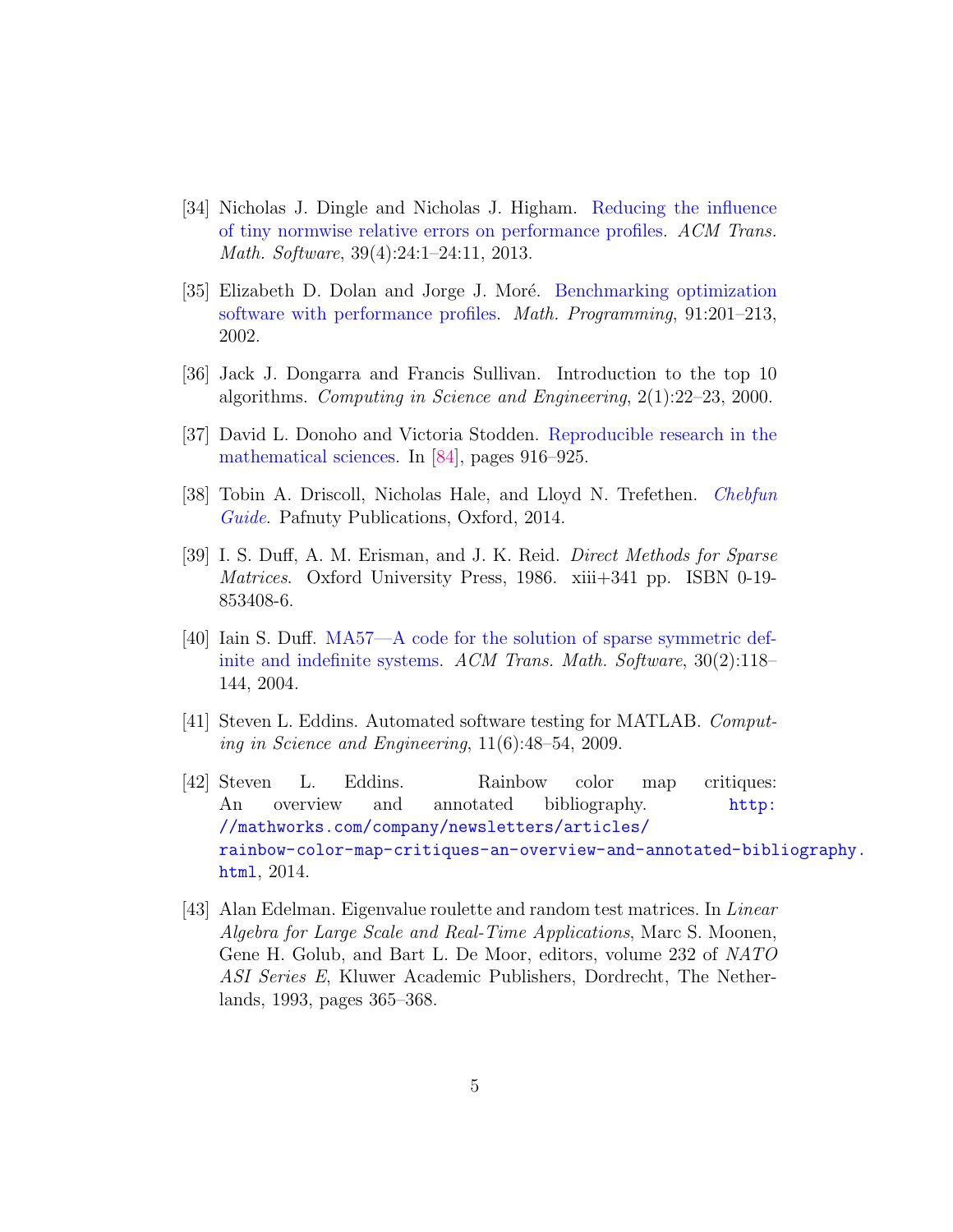[34] Nicholas J. Dingle and Nicholas J. Higham. Reducing the influence of tiny normwise relative errors on performance profiles. *ACM Trans. Math. Software*, 39(4):24:1–24:11, 2013.

[35] Elizabeth D. Dolan and Jorge J. Moré. Benchmarking optimization software with performance profiles. *Math. Programming*, 91:201–213, 2002.

[36] Jack J. Dongarra and Francis Sullivan. Introduction to the top 10 algorithms. *Computing in Science and Engineering*, 2(1):22–23, 2000.

[37] David L. Donoho and Victoria Stodden. Reproducible research in the mathematical sciences. In [84], pages 916–925.

[38] Tobin A. Driscoll, Nicholas Hale, and Lloyd N. Trefethen. *Chebfun Guide*. Pafnuty Publications, Oxford, 2014.

[39] I. S. Duff, A. M. Erisman, and J. K. Reid. *Direct Methods for Sparse Matrices*. Oxford University Press, 1986. xiii+341 pp. ISBN 0-19-853408-6.

[40] Iain S. Duff. MA57—A code for the solution of sparse symmetric definite and indefinite systems. *ACM Trans. Math. Software*, 30(2):118–144, 2004.

[41] Steven L. Eddins. Automated software testing for MATLAB. *Computing in Science and Engineering*, 11(6):48–54, 2009.

[42] Steven L. Eddins. Rainbow color map critiques: An overview and annotated bibliography. `http://mathworks.com/company/newsletters/articles/rainbow-color-map-critiques-an-overview-and-annotated-bibliography.html`, 2014.

[43] Alan Edelman. Eigenvalue roulette and random test matrices. In *Linear Algebra for Large Scale and Real-Time Applications*, Marc S. Moonen, Gene H. Golub, and Bart L. De Moor, editors, volume 232 of *NATO ASI Series E*, Kluwer Academic Publishers, Dordrecht, The Netherlands, 1993, pages 365–368.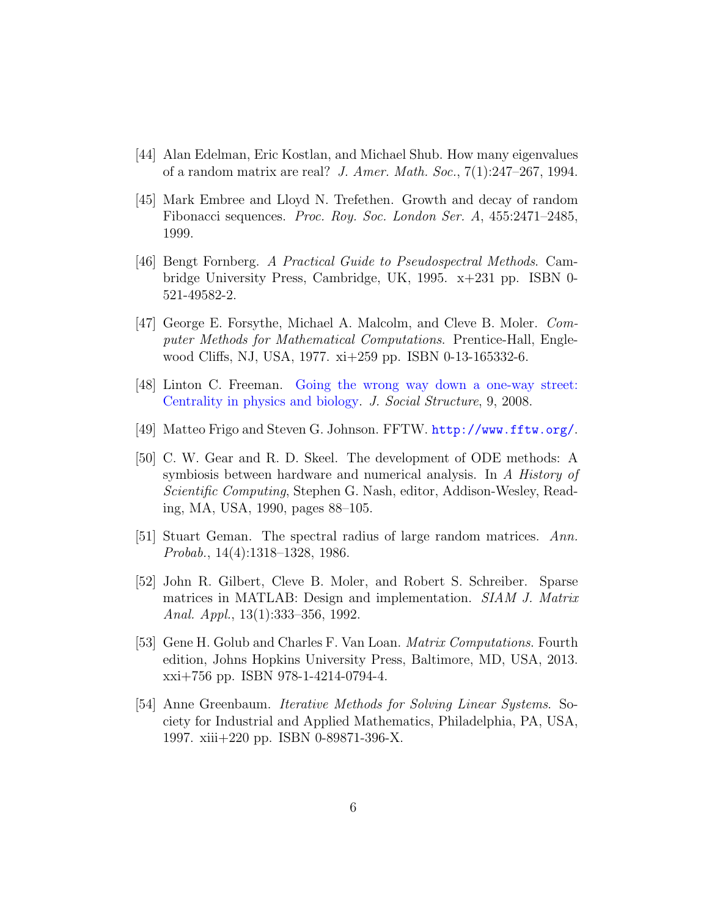[44] Alan Edelman, Eric Kostlan, and Michael Shub. How many eigenvalues of a random matrix are real? *J. Amer. Math. Soc.*, 7(1):247–267, 1994.

[45] Mark Embree and Lloyd N. Trefethen. Growth and decay of random Fibonacci sequences. *Proc. Roy. Soc. London Ser. A*, 455:2471–2485, 1999.

[46] Bengt Fornberg. *A Practical Guide to Pseudospectral Methods*. Cambridge University Press, Cambridge, UK, 1995. x+231 pp. ISBN 0-521-49582-2.

[47] George E. Forsythe, Michael A. Malcolm, and Cleve B. Moler. *Computer Methods for Mathematical Computations*. Prentice-Hall, Englewood Cliffs, NJ, USA, 1977. xi+259 pp. ISBN 0-13-165332-6.

[48] Linton C. Freeman. Going the wrong way down a one-way street: Centrality in physics and biology. *J. Social Structure*, 9, 2008.

[49] Matteo Frigo and Steven G. Johnson. FFTW. `http://www.fftw.org/`.

[50] C. W. Gear and R. D. Skeel. The development of ODE methods: A symbiosis between hardware and numerical analysis. In *A History of Scientific Computing*, Stephen G. Nash, editor, Addison-Wesley, Reading, MA, USA, 1990, pages 88–105.

[51] Stuart Geman. The spectral radius of large random matrices. *Ann. Probab.*, 14(4):1318–1328, 1986.

[52] John R. Gilbert, Cleve B. Moler, and Robert S. Schreiber. Sparse matrices in MATLAB: Design and implementation. *SIAM J. Matrix Anal. Appl.*, 13(1):333–356, 1992.

[53] Gene H. Golub and Charles F. Van Loan. *Matrix Computations*. Fourth edition, Johns Hopkins University Press, Baltimore, MD, USA, 2013. xxi+756 pp. ISBN 978-1-4214-0794-4.

[54] Anne Greenbaum. *Iterative Methods for Solving Linear Systems*. Society for Industrial and Applied Mathematics, Philadelphia, PA, USA, 1997. xiii+220 pp. ISBN 0-89871-396-X.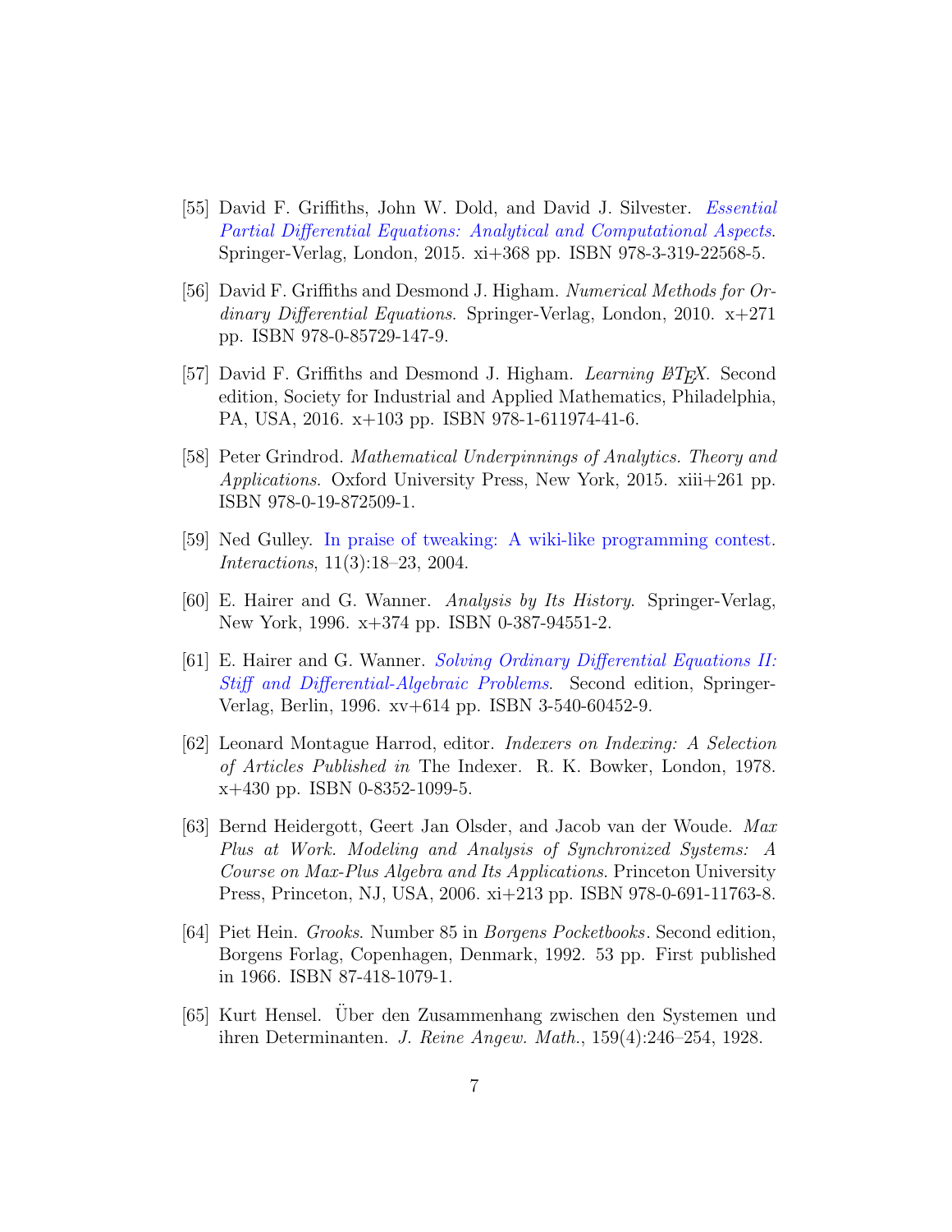[55] David F. Griffiths, John W. Dold, and David J. Silvester. *Essential Partial Differential Equations: Analytical and Computational Aspects*. Springer-Verlag, London, 2015. xi+368 pp. ISBN 978-3-319-22568-5.

[56] David F. Griffiths and Desmond J. Higham. *Numerical Methods for Ordinary Differential Equations*. Springer-Verlag, London, 2010. x+271 pp. ISBN 978-0-85729-147-9.

[57] David F. Griffiths and Desmond J. Higham. *Learning LaTeX*. Second edition, Society for Industrial and Applied Mathematics, Philadelphia, PA, USA, 2016. x+103 pp. ISBN 978-1-611974-41-6.

[58] Peter Grindrod. *Mathematical Underpinnings of Analytics. Theory and Applications*. Oxford University Press, New York, 2015. xiii+261 pp. ISBN 978-0-19-872509-1.

[59] Ned Gulley. In praise of tweaking: A wiki-like programming contest. *Interactions*, 11(3):18–23, 2004.

[60] E. Hairer and G. Wanner. *Analysis by Its History*. Springer-Verlag, New York, 1996. x+374 pp. ISBN 0-387-94551-2.

[61] E. Hairer and G. Wanner. *Solving Ordinary Differential Equations II: Stiff and Differential-Algebraic Problems*. Second edition, Springer-Verlag, Berlin, 1996. xv+614 pp. ISBN 3-540-60452-9.

[62] Leonard Montague Harrod, editor. *Indexers on Indexing: A Selection of Articles Published in* The Indexer. R. K. Bowker, London, 1978. x+430 pp. ISBN 0-8352-1099-5.

[63] Bernd Heidergott, Geert Jan Olsder, and Jacob van der Woude. *Max Plus at Work. Modeling and Analysis of Synchronized Systems: A Course on Max-Plus Algebra and Its Applications*. Princeton University Press, Princeton, NJ, USA, 2006. xi+213 pp. ISBN 978-0-691-11763-8.

[64] Piet Hein. *Grooks*. Number 85 in *Borgens Pocketbooks*. Second edition, Borgens Forlag, Copenhagen, Denmark, 1992. 53 pp. First published in 1966. ISBN 87-418-1079-1.

[65] Kurt Hensel. Über den Zusammenhang zwischen den Systemen und ihren Determinanten. *J. Reine Angew. Math.*, 159(4):246–254, 1928.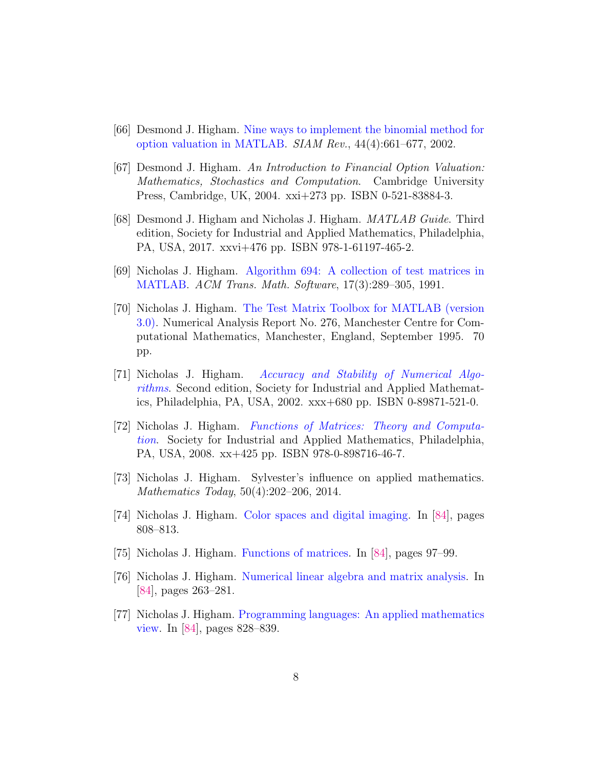[66] Desmond J. Higham. Nine ways to implement the binomial method for option valuation in MATLAB. *SIAM Rev.*, 44(4):661–677, 2002.

[67] Desmond J. Higham. *An Introduction to Financial Option Valuation: Mathematics, Stochastics and Computation*. Cambridge University Press, Cambridge, UK, 2004. xxi+273 pp. ISBN 0-521-83884-3.

[68] Desmond J. Higham and Nicholas J. Higham. *MATLAB Guide*. Third edition, Society for Industrial and Applied Mathematics, Philadelphia, PA, USA, 2017. xxvi+476 pp. ISBN 978-1-61197-465-2.

[69] Nicholas J. Higham. Algorithm 694: A collection of test matrices in MATLAB. *ACM Trans. Math. Software*, 17(3):289–305, 1991.

[70] Nicholas J. Higham. The Test Matrix Toolbox for MATLAB (version 3.0). Numerical Analysis Report No. 276, Manchester Centre for Computational Mathematics, Manchester, England, September 1995. 70 pp.

[71] Nicholas J. Higham. *Accuracy and Stability of Numerical Algorithms*. Second edition, Society for Industrial and Applied Mathematics, Philadelphia, PA, USA, 2002. xxx+680 pp. ISBN 0-89871-521-0.

[72] Nicholas J. Higham. *Functions of Matrices: Theory and Computation*. Society for Industrial and Applied Mathematics, Philadelphia, PA, USA, 2008. xx+425 pp. ISBN 978-0-898716-46-7.

[73] Nicholas J. Higham. Sylvester's influence on applied mathematics. *Mathematics Today*, 50(4):202–206, 2014.

[74] Nicholas J. Higham. Color spaces and digital imaging. In [84], pages 808–813.

[75] Nicholas J. Higham. Functions of matrices. In [84], pages 97–99.

[76] Nicholas J. Higham. Numerical linear algebra and matrix analysis. In [84], pages 263–281.

[77] Nicholas J. Higham. Programming languages: An applied mathematics view. In [84], pages 828–839.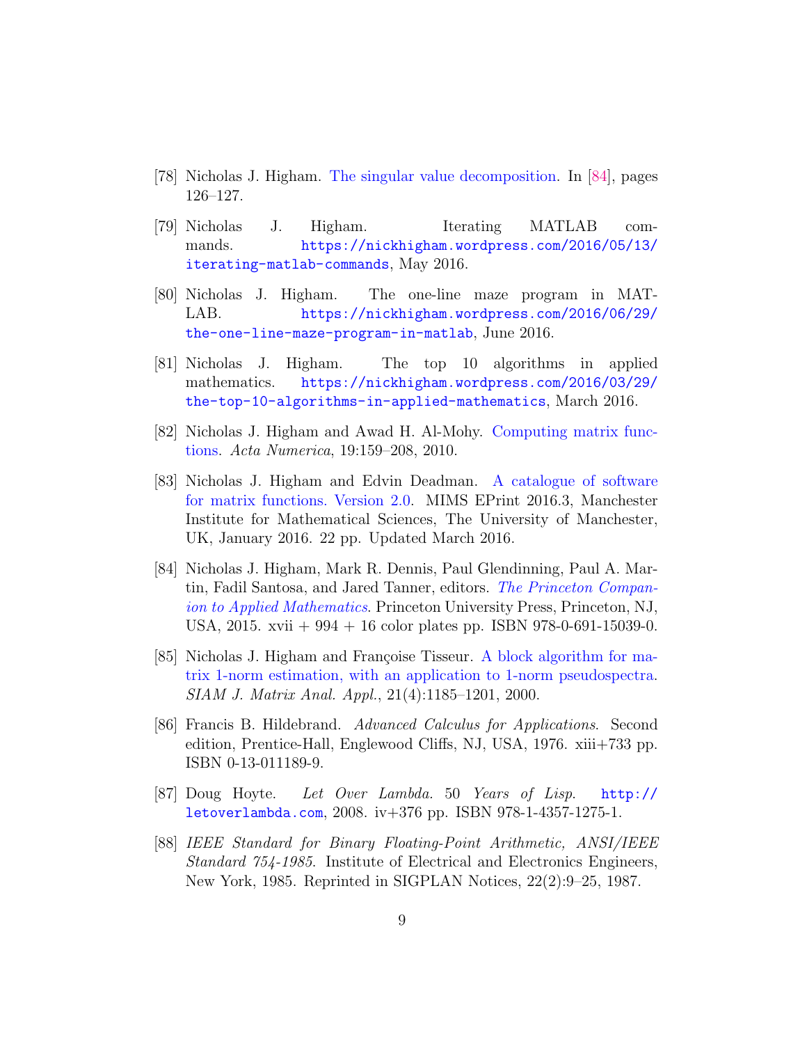[78] Nicholas J. Higham. The singular value decomposition. In [84], pages 126–127.

[79] Nicholas J. Higham. Iterating MATLAB commands. https://nickhigham.wordpress.com/2016/05/13/iterating-matlab-commands, May 2016.

[80] Nicholas J. Higham. The one-line maze program in MATLAB. https://nickhigham.wordpress.com/2016/06/29/the-one-line-maze-program-in-matlab, June 2016.

[81] Nicholas J. Higham. The top 10 algorithms in applied mathematics. https://nickhigham.wordpress.com/2016/03/29/the-top-10-algorithms-in-applied-mathematics, March 2016.

[82] Nicholas J. Higham and Awad H. Al-Mohy. Computing matrix functions. *Acta Numerica*, 19:159–208, 2010.

[83] Nicholas J. Higham and Edvin Deadman. A catalogue of software for matrix functions. Version 2.0. MIMS EPrint 2016.3, Manchester Institute for Mathematical Sciences, The University of Manchester, UK, January 2016. 22 pp. Updated March 2016.

[84] Nicholas J. Higham, Mark R. Dennis, Paul Glendinning, Paul A. Martin, Fadil Santosa, and Jared Tanner, editors. *The Princeton Companion to Applied Mathematics*. Princeton University Press, Princeton, NJ, USA, 2015. xvii + 994 + 16 color plates pp. ISBN 978-0-691-15039-0.

[85] Nicholas J. Higham and Françoise Tisseur. A block algorithm for matrix 1-norm estimation, with an application to 1-norm pseudospectra. *SIAM J. Matrix Anal. Appl.*, 21(4):1185–1201, 2000.

[86] Francis B. Hildebrand. *Advanced Calculus for Applications*. Second edition, Prentice-Hall, Englewood Cliffs, NJ, USA, 1976. xiii+733 pp. ISBN 0-13-011189-9.

[87] Doug Hoyte. *Let Over Lambda. 50 Years of Lisp*. http://letoverlambda.com, 2008. iv+376 pp. ISBN 978-1-4357-1275-1.

[88] *IEEE Standard for Binary Floating-Point Arithmetic, ANSI/IEEE Standard 754-1985*. Institute of Electrical and Electronics Engineers, New York, 1985. Reprinted in SIGPLAN Notices, 22(2):9–25, 1987.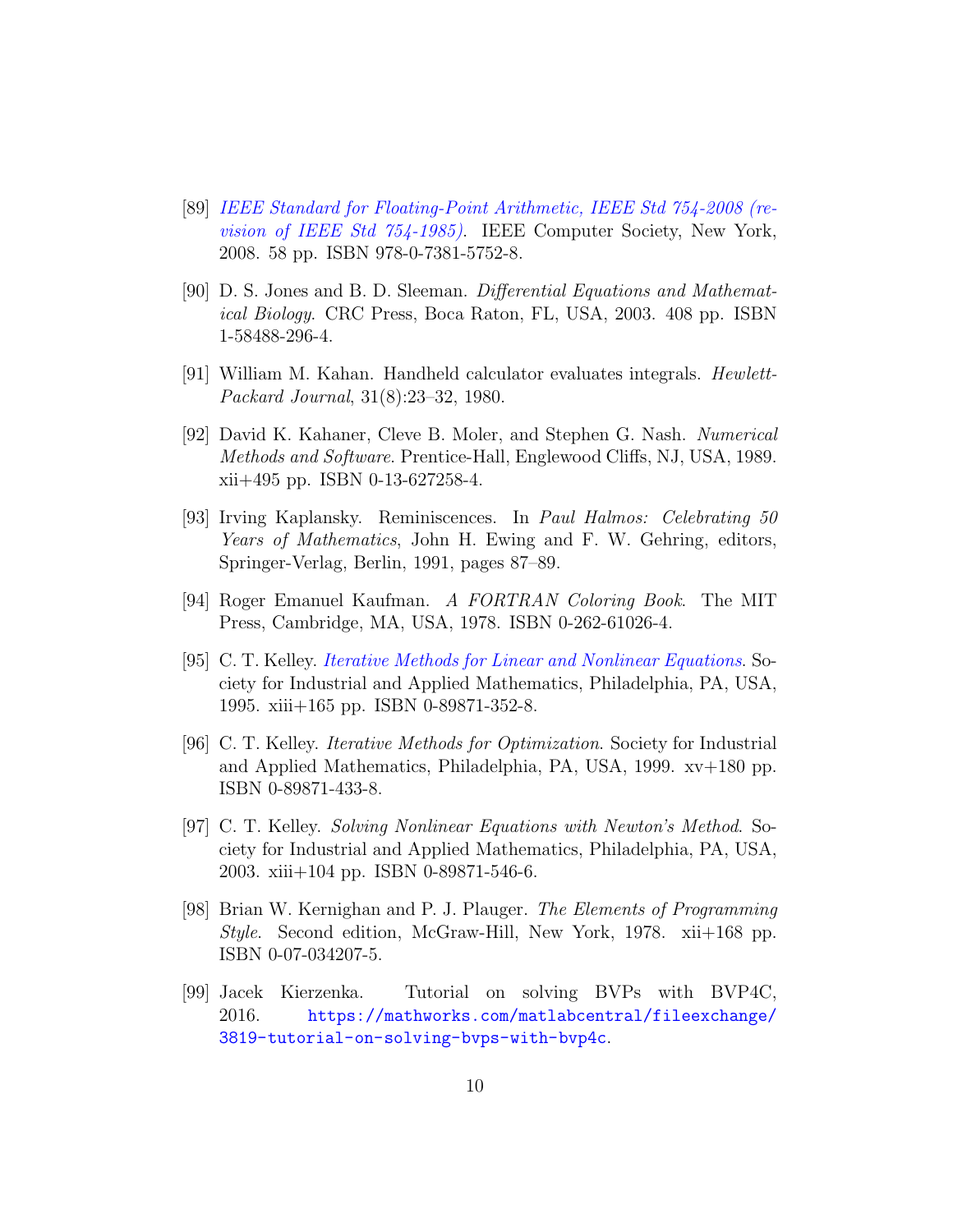[89] *IEEE Standard for Floating-Point Arithmetic, IEEE Std 754-2008 (revision of IEEE Std 754-1985)*. IEEE Computer Society, New York, 2008. 58 pp. ISBN 978-0-7381-5752-8.

[90] D. S. Jones and B. D. Sleeman. *Differential Equations and Mathematical Biology*. CRC Press, Boca Raton, FL, USA, 2003. 408 pp. ISBN 1-58488-296-4.

[91] William M. Kahan. Handheld calculator evaluates integrals. *Hewlett-Packard Journal*, 31(8):23–32, 1980.

[92] David K. Kahaner, Cleve B. Moler, and Stephen G. Nash. *Numerical Methods and Software*. Prentice-Hall, Englewood Cliffs, NJ, USA, 1989. xii+495 pp. ISBN 0-13-627258-4.

[93] Irving Kaplansky. Reminiscences. In *Paul Halmos: Celebrating 50 Years of Mathematics*, John H. Ewing and F. W. Gehring, editors, Springer-Verlag, Berlin, 1991, pages 87–89.

[94] Roger Emanuel Kaufman. *A FORTRAN Coloring Book*. The MIT Press, Cambridge, MA, USA, 1978. ISBN 0-262-61026-4.

[95] C. T. Kelley. *Iterative Methods for Linear and Nonlinear Equations*. Society for Industrial and Applied Mathematics, Philadelphia, PA, USA, 1995. xiii+165 pp. ISBN 0-89871-352-8.

[96] C. T. Kelley. *Iterative Methods for Optimization*. Society for Industrial and Applied Mathematics, Philadelphia, PA, USA, 1999. xv+180 pp. ISBN 0-89871-433-8.

[97] C. T. Kelley. *Solving Nonlinear Equations with Newton's Method*. Society for Industrial and Applied Mathematics, Philadelphia, PA, USA, 2003. xiii+104 pp. ISBN 0-89871-546-6.

[98] Brian W. Kernighan and P. J. Plauger. *The Elements of Programming Style*. Second edition, McGraw-Hill, New York, 1978. xii+168 pp. ISBN 0-07-034207-5.

[99] Jacek Kierzenka. Tutorial on solving BVPs with BVP4C, 2016. `https://mathworks.com/matlabcentral/fileexchange/3819-tutorial-on-solving-bvps-with-bvp4c`.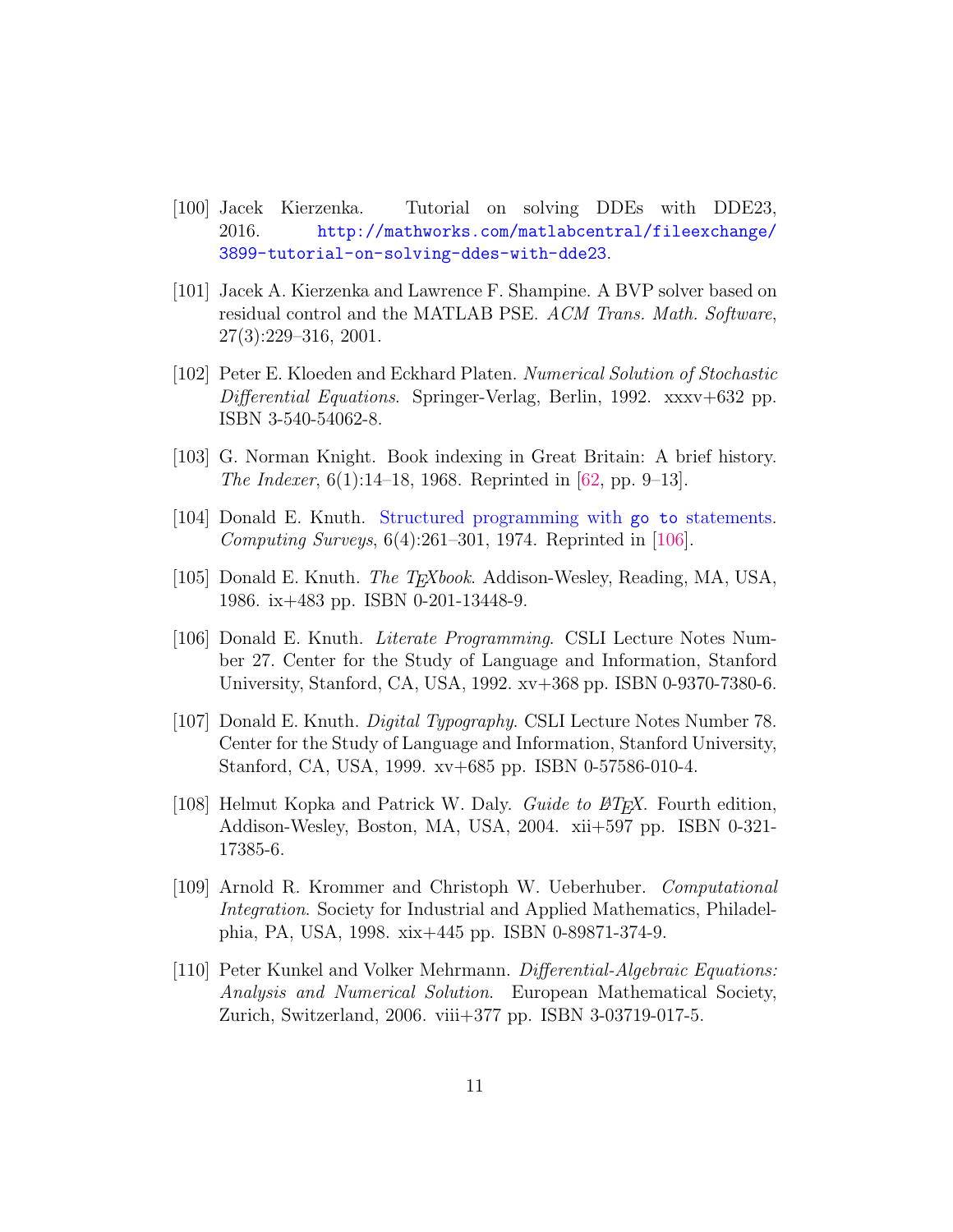[100] Jacek Kierzenka. Tutorial on solving DDEs with DDE23, 2016. http://mathworks.com/matlabcentral/fileexchange/3899-tutorial-on-solving-ddes-with-dde23.

[101] Jacek A. Kierzenka and Lawrence F. Shampine. A BVP solver based on residual control and the MATLAB PSE. *ACM Trans. Math. Software*, 27(3):229–316, 2001.

[102] Peter E. Kloeden and Eckhard Platen. *Numerical Solution of Stochastic Differential Equations*. Springer-Verlag, Berlin, 1992. xxxv+632 pp. ISBN 3-540-54062-8.

[103] G. Norman Knight. Book indexing in Great Britain: A brief history. *The Indexer*, 6(1):14–18, 1968. Reprinted in [62, pp. 9–13].

[104] Donald E. Knuth. Structured programming with `go to` statements. *Computing Surveys*, 6(4):261–301, 1974. Reprinted in [106].

[105] Donald E. Knuth. *The TEXbook*. Addison-Wesley, Reading, MA, USA, 1986. ix+483 pp. ISBN 0-201-13448-9.

[106] Donald E. Knuth. *Literate Programming*. CSLI Lecture Notes Number 27. Center for the Study of Language and Information, Stanford University, Stanford, CA, USA, 1992. xv+368 pp. ISBN 0-9370-7380-6.

[107] Donald E. Knuth. *Digital Typography*. CSLI Lecture Notes Number 78. Center for the Study of Language and Information, Stanford University, Stanford, CA, USA, 1999. xv+685 pp. ISBN 0-57586-010-4.

[108] Helmut Kopka and Patrick W. Daly. *Guide to LATEX*. Fourth edition, Addison-Wesley, Boston, MA, USA, 2004. xii+597 pp. ISBN 0-321-17385-6.

[109] Arnold R. Krommer and Christoph W. Ueberhuber. *Computational Integration*. Society for Industrial and Applied Mathematics, Philadelphia, PA, USA, 1998. xix+445 pp. ISBN 0-89871-374-9.

[110] Peter Kunkel and Volker Mehrmann. *Differential-Algebraic Equations: Analysis and Numerical Solution*. European Mathematical Society, Zurich, Switzerland, 2006. viii+377 pp. ISBN 3-03719-017-5.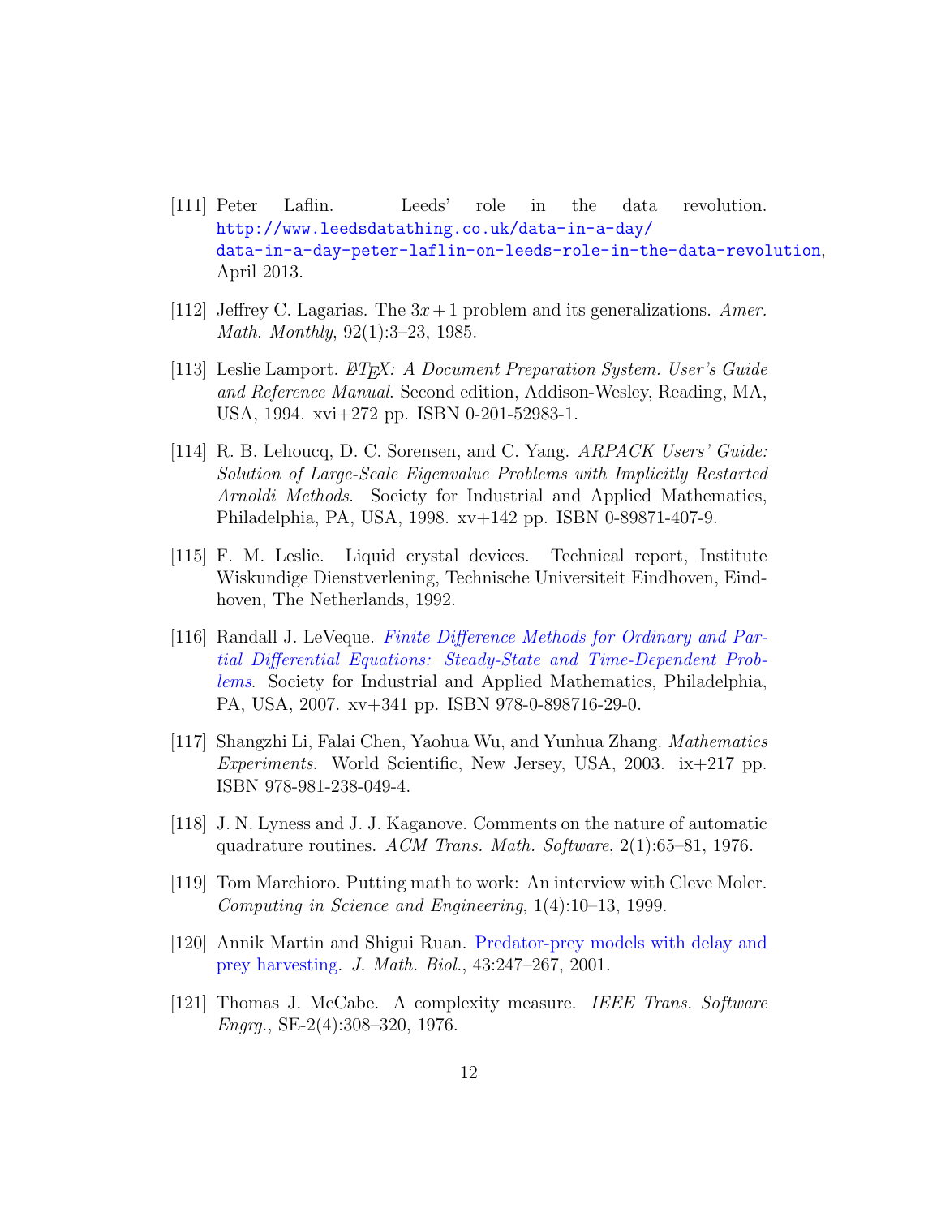[111] Peter Laflin. Leeds' role in the data revolution. http://www.leedsdatathing.co.uk/data-in-a-day/data-in-a-day-peter-laflin-on-leeds-role-in-the-data-revolution, April 2013.

[112] Jeffrey C. Lagarias. The $3x+1$ problem and its generalizations. *Amer. Math. Monthly*, 92(1):3–23, 1985.

[113] Leslie Lamport. *LaTeX: A Document Preparation System. User's Guide and Reference Manual*. Second edition, Addison-Wesley, Reading, MA, USA, 1994. xvi+272 pp. ISBN 0-201-52983-1.

[114] R. B. Lehoucq, D. C. Sorensen, and C. Yang. *ARPACK Users' Guide: Solution of Large-Scale Eigenvalue Problems with Implicitly Restarted Arnoldi Methods*. Society for Industrial and Applied Mathematics, Philadelphia, PA, USA, 1998. xv+142 pp. ISBN 0-89871-407-9.

[115] F. M. Leslie. Liquid crystal devices. Technical report, Institute Wiskundige Dienstverlening, Technische Universiteit Eindhoven, Eindhoven, The Netherlands, 1992.

[116] Randall J. LeVeque. *Finite Difference Methods for Ordinary and Partial Differential Equations: Steady-State and Time-Dependent Problems*. Society for Industrial and Applied Mathematics, Philadelphia, PA, USA, 2007. xv+341 pp. ISBN 978-0-898716-29-0.

[117] Shangzhi Li, Falai Chen, Yaohua Wu, and Yunhua Zhang. *Mathematics Experiments*. World Scientific, New Jersey, USA, 2003. ix+217 pp. ISBN 978-981-238-049-4.

[118] J. N. Lyness and J. J. Kaganove. Comments on the nature of automatic quadrature routines. *ACM Trans. Math. Software*, 2(1):65–81, 1976.

[119] Tom Marchioro. Putting math to work: An interview with Cleve Moler. *Computing in Science and Engineering*, 1(4):10–13, 1999.

[120] Annik Martin and Shigui Ruan. Predator-prey models with delay and prey harvesting. *J. Math. Biol.*, 43:247–267, 2001.

[121] Thomas J. McCabe. A complexity measure. *IEEE Trans. Software Engrg.*, SE-2(4):308–320, 1976.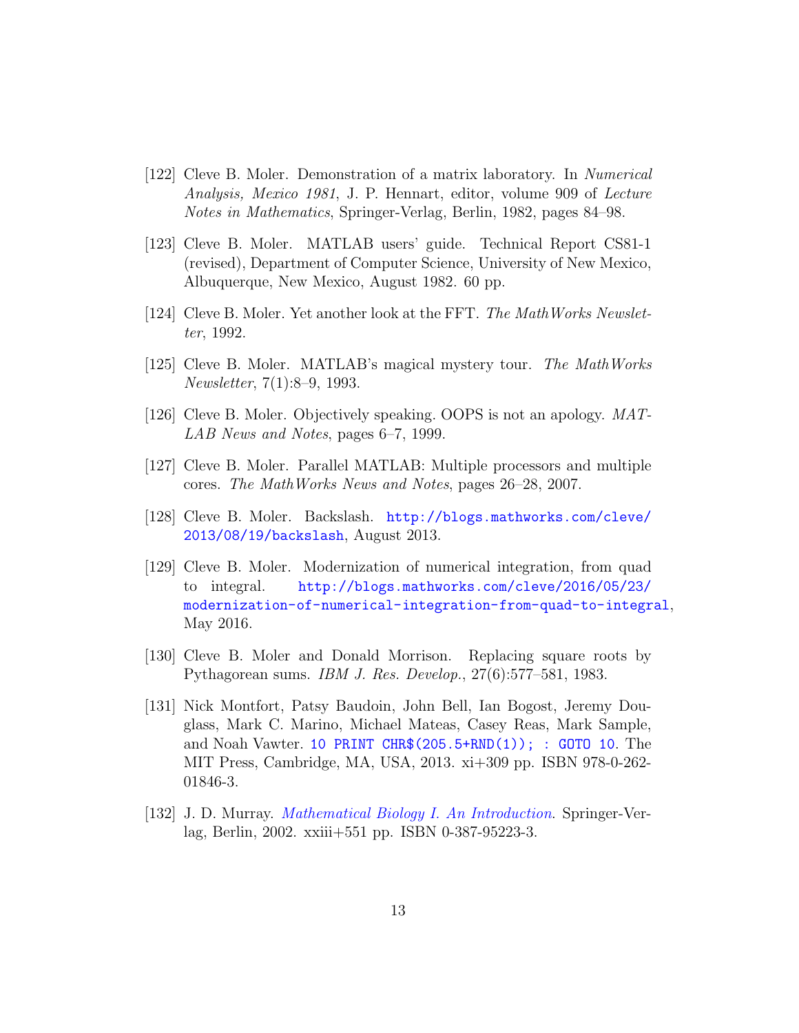[122] Cleve B. Moler. Demonstration of a matrix laboratory. In *Numerical Analysis, Mexico 1981*, J. P. Hennart, editor, volume 909 of *Lecture Notes in Mathematics*, Springer-Verlag, Berlin, 1982, pages 84–98.

[123] Cleve B. Moler. MATLAB users' guide. Technical Report CS81-1 (revised), Department of Computer Science, University of New Mexico, Albuquerque, New Mexico, August 1982. 60 pp.

[124] Cleve B. Moler. Yet another look at the FFT. *The MathWorks Newsletter*, 1992.

[125] Cleve B. Moler. MATLAB's magical mystery tour. *The MathWorks Newsletter*, 7(1):8–9, 1993.

[126] Cleve B. Moler. Objectively speaking. OOPS is not an apology. *MATLAB News and Notes*, pages 6–7, 1999.

[127] Cleve B. Moler. Parallel MATLAB: Multiple processors and multiple cores. *The MathWorks News and Notes*, pages 26–28, 2007.

[128] Cleve B. Moler. Backslash. `http://blogs.mathworks.com/cleve/2013/08/19/backslash`, August 2013.

[129] Cleve B. Moler. Modernization of numerical integration, from quad to integral. `http://blogs.mathworks.com/cleve/2016/05/23/modernization-of-numerical-integration-from-quad-to-integral`, May 2016.

[130] Cleve B. Moler and Donald Morrison. Replacing square roots by Pythagorean sums. *IBM J. Res. Develop.*, 27(6):577–581, 1983.

[131] Nick Montfort, Patsy Baudoin, John Bell, Ian Bogost, Jeremy Douglass, Mark C. Marino, Michael Mateas, Casey Reas, Mark Sample, and Noah Vawter. `10 PRINT CHR$(205.5+RND(1)); : GOTO 10`. The MIT Press, Cambridge, MA, USA, 2013. xi+309 pp. ISBN 978-0-262-01846-3.

[132] J. D. Murray. *Mathematical Biology I. An Introduction*. Springer-Verlag, Berlin, 2002. xxiii+551 pp. ISBN 0-387-95223-3.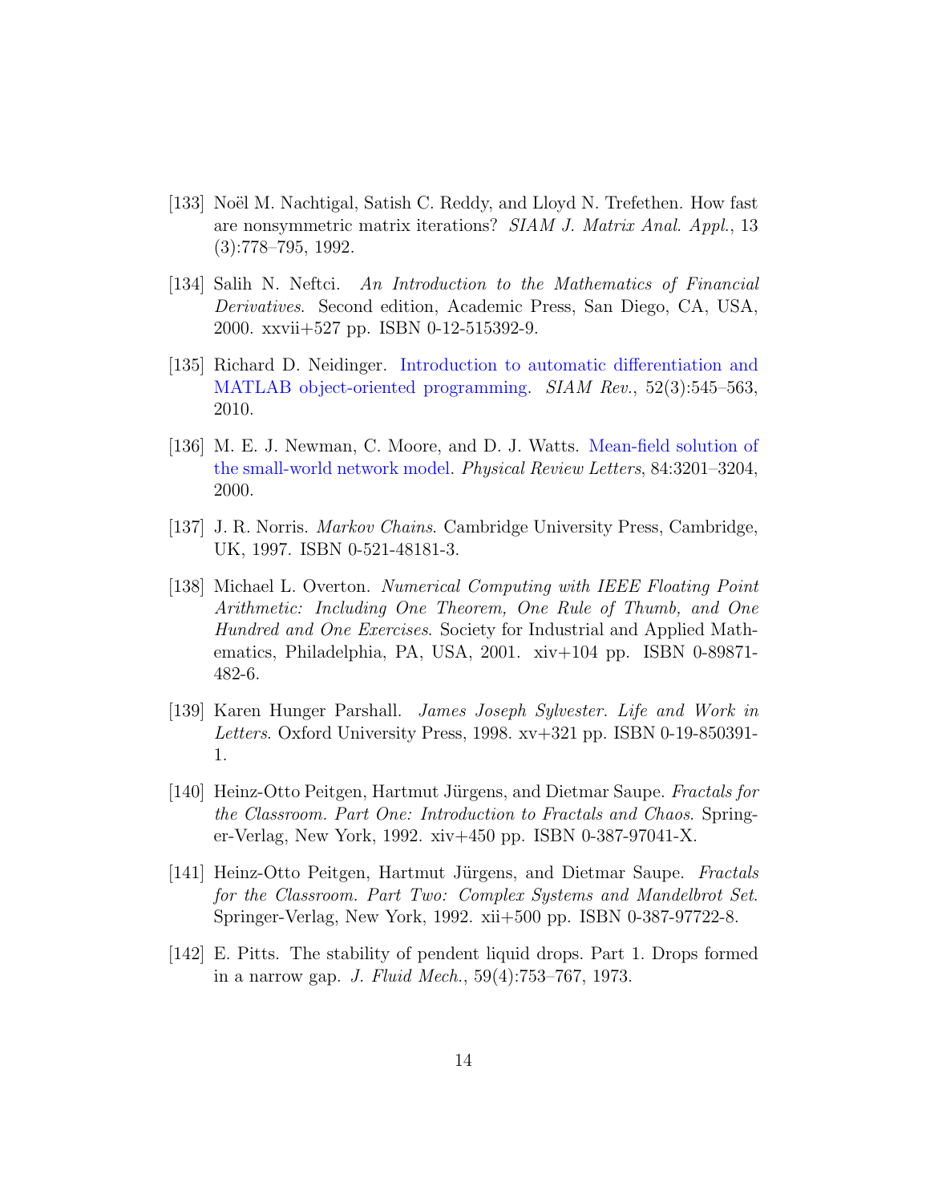[133] Noël M. Nachtigal, Satish C. Reddy, and Lloyd N. Trefethen. How fast are nonsymmetric matrix iterations? *SIAM J. Matrix Anal. Appl.*, 13 (3):778–795, 1992.

[134] Salih N. Neftci. *An Introduction to the Mathematics of Financial Derivatives*. Second edition, Academic Press, San Diego, CA, USA, 2000. xxvii+527 pp. ISBN 0-12-515392-9.

[135] Richard D. Neidinger. Introduction to automatic differentiation and MATLAB object-oriented programming. *SIAM Rev.*, 52(3):545–563, 2010.

[136] M. E. J. Newman, C. Moore, and D. J. Watts. Mean-field solution of the small-world network model. *Physical Review Letters*, 84:3201–3204, 2000.

[137] J. R. Norris. *Markov Chains*. Cambridge University Press, Cambridge, UK, 1997. ISBN 0-521-48181-3.

[138] Michael L. Overton. *Numerical Computing with IEEE Floating Point Arithmetic: Including One Theorem, One Rule of Thumb, and One Hundred and One Exercises*. Society for Industrial and Applied Mathematics, Philadelphia, PA, USA, 2001. xiv+104 pp. ISBN 0-89871-482-6.

[139] Karen Hunger Parshall. *James Joseph Sylvester. Life and Work in Letters*. Oxford University Press, 1998. xv+321 pp. ISBN 0-19-850391-1.

[140] Heinz-Otto Peitgen, Hartmut Jürgens, and Dietmar Saupe. *Fractals for the Classroom. Part One: Introduction to Fractals and Chaos*. Springer-Verlag, New York, 1992. xiv+450 pp. ISBN 0-387-97041-X.

[141] Heinz-Otto Peitgen, Hartmut Jürgens, and Dietmar Saupe. *Fractals for the Classroom. Part Two: Complex Systems and Mandelbrot Set*. Springer-Verlag, New York, 1992. xii+500 pp. ISBN 0-387-97722-8.

[142] E. Pitts. The stability of pendent liquid drops. Part 1. Drops formed in a narrow gap. *J. Fluid Mech.*, 59(4):753–767, 1973.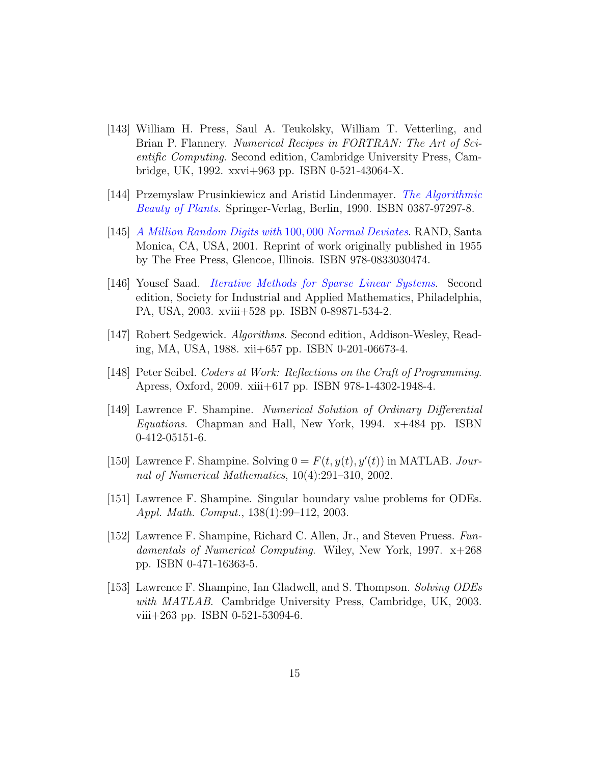[143] William H. Press, Saul A. Teukolsky, William T. Vetterling, and Brian P. Flannery. *Numerical Recipes in FORTRAN: The Art of Scientific Computing*. Second edition, Cambridge University Press, Cambridge, UK, 1992. xxvi+963 pp. ISBN 0-521-43064-X.

[144] Przemyslaw Prusinkiewicz and Aristid Lindenmayer. *The Algorithmic Beauty of Plants*. Springer-Verlag, Berlin, 1990. ISBN 0387-97297-8.

[145] *A Million Random Digits with* $100,000$ *Normal Deviates*. RAND, Santa Monica, CA, USA, 2001. Reprint of work originally published in 1955 by The Free Press, Glencoe, Illinois. ISBN 978-0833030474.

[146] Yousef Saad. *Iterative Methods for Sparse Linear Systems*. Second edition, Society for Industrial and Applied Mathematics, Philadelphia, PA, USA, 2003. xviii+528 pp. ISBN 0-89871-534-2.

[147] Robert Sedgewick. *Algorithms*. Second edition, Addison-Wesley, Reading, MA, USA, 1988. xii+657 pp. ISBN 0-201-06673-4.

[148] Peter Seibel. *Coders at Work: Reflections on the Craft of Programming*. Apress, Oxford, 2009. xiii+617 pp. ISBN 978-1-4302-1948-4.

[149] Lawrence F. Shampine. *Numerical Solution of Ordinary Differential Equations*. Chapman and Hall, New York, 1994. x+484 pp. ISBN 0-412-05151-6.

[150] Lawrence F. Shampine. Solving $0 = F(t, y(t), y'(t))$ in MATLAB. *Journal of Numerical Mathematics*, 10(4):291–310, 2002.

[151] Lawrence F. Shampine. Singular boundary value problems for ODEs. *Appl. Math. Comput.*, 138(1):99–112, 2003.

[152] Lawrence F. Shampine, Richard C. Allen, Jr., and Steven Pruess. *Fundamentals of Numerical Computing*. Wiley, New York, 1997. x+268 pp. ISBN 0-471-16363-5.

[153] Lawrence F. Shampine, Ian Gladwell, and S. Thompson. *Solving ODEs with MATLAB*. Cambridge University Press, Cambridge, UK, 2003. viii+263 pp. ISBN 0-521-53094-6.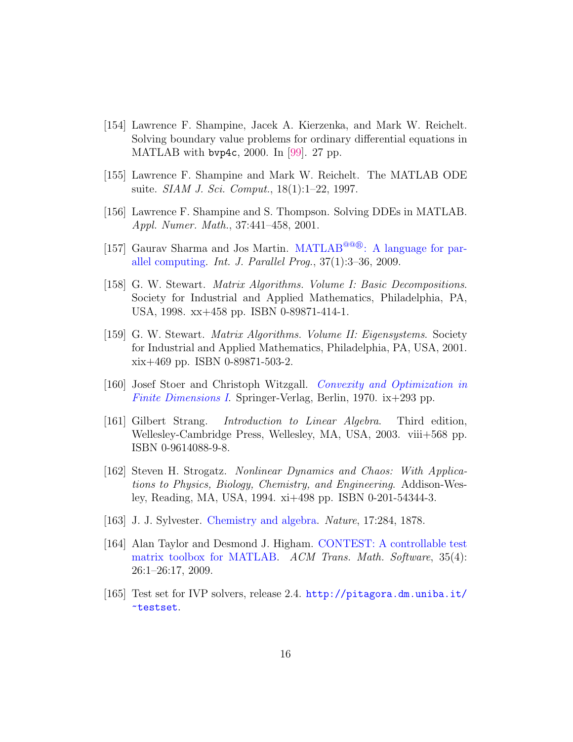[154] Lawrence F. Shampine, Jacek A. Kierzenka, and Mark W. Reichelt. Solving boundary value problems for ordinary differential equations in MATLAB with `bvp4c`, 2000. In [99]. 27 pp.

[155] Lawrence F. Shampine and Mark W. Reichelt. The MATLAB ODE suite. *SIAM J. Sci. Comput.*, 18(1):1–22, 1997.

[156] Lawrence F. Shampine and S. Thompson. Solving DDEs in MATLAB. *Appl. Numer. Math.*, 37:441–458, 2001.

[157] Gaurav Sharma and Jos Martin. MATLAB@@®: A language for parallel computing. *Int. J. Parallel Prog.*, 37(1):3–36, 2009.

[158] G. W. Stewart. *Matrix Algorithms. Volume I: Basic Decompositions*. Society for Industrial and Applied Mathematics, Philadelphia, PA, USA, 1998. xx+458 pp. ISBN 0-89871-414-1.

[159] G. W. Stewart. *Matrix Algorithms. Volume II: Eigensystems*. Society for Industrial and Applied Mathematics, Philadelphia, PA, USA, 2001. xix+469 pp. ISBN 0-89871-503-2.

[160] Josef Stoer and Christoph Witzgall. *Convexity and Optimization in Finite Dimensions I*. Springer-Verlag, Berlin, 1970. ix+293 pp.

[161] Gilbert Strang. *Introduction to Linear Algebra*. Third edition, Wellesley-Cambridge Press, Wellesley, MA, USA, 2003. viii+568 pp. ISBN 0-9614088-9-8.

[162] Steven H. Strogatz. *Nonlinear Dynamics and Chaos: With Applications to Physics, Biology, Chemistry, and Engineering*. Addison-Wesley, Reading, MA, USA, 1994. xi+498 pp. ISBN 0-201-54344-3.

[163] J. J. Sylvester. Chemistry and algebra. *Nature*, 17:284, 1878.

[164] Alan Taylor and Desmond J. Higham. CONTEST: A controllable test matrix toolbox for MATLAB. *ACM Trans. Math. Software*, 35(4): 26:1–26:17, 2009.

[165] Test set for IVP solvers, release 2.4. `http://pitagora.dm.uniba.it/~testset`.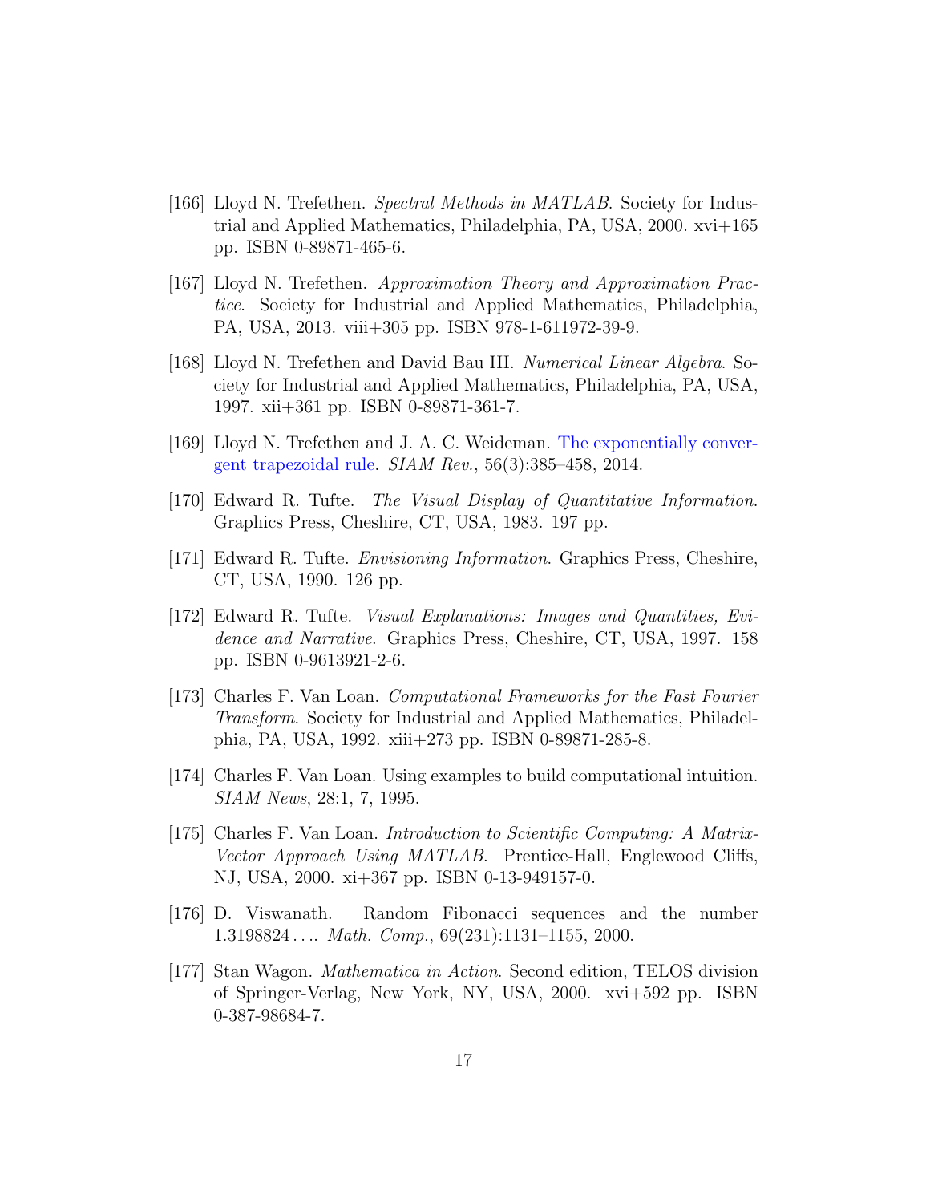[166] Lloyd N. Trefethen. *Spectral Methods in MATLAB*. Society for Industrial and Applied Mathematics, Philadelphia, PA, USA, 2000. xvi+165 pp. ISBN 0-89871-465-6.

[167] Lloyd N. Trefethen. *Approximation Theory and Approximation Practice*. Society for Industrial and Applied Mathematics, Philadelphia, PA, USA, 2013. viii+305 pp. ISBN 978-1-611972-39-9.

[168] Lloyd N. Trefethen and David Bau III. *Numerical Linear Algebra*. Society for Industrial and Applied Mathematics, Philadelphia, PA, USA, 1997. xii+361 pp. ISBN 0-89871-361-7.

[169] Lloyd N. Trefethen and J. A. C. Weideman. The exponentially convergent trapezoidal rule. *SIAM Rev.*, 56(3):385–458, 2014.

[170] Edward R. Tufte. *The Visual Display of Quantitative Information*. Graphics Press, Cheshire, CT, USA, 1983. 197 pp.

[171] Edward R. Tufte. *Envisioning Information*. Graphics Press, Cheshire, CT, USA, 1990. 126 pp.

[172] Edward R. Tufte. *Visual Explanations: Images and Quantities, Evidence and Narrative*. Graphics Press, Cheshire, CT, USA, 1997. 158 pp. ISBN 0-9613921-2-6.

[173] Charles F. Van Loan. *Computational Frameworks for the Fast Fourier Transform*. Society for Industrial and Applied Mathematics, Philadelphia, PA, USA, 1992. xiii+273 pp. ISBN 0-89871-285-8.

[174] Charles F. Van Loan. Using examples to build computational intuition. *SIAM News*, 28:1, 7, 1995.

[175] Charles F. Van Loan. *Introduction to Scientific Computing: A Matrix-Vector Approach Using MATLAB*. Prentice-Hall, Englewood Cliffs, NJ, USA, 2000. xi+367 pp. ISBN 0-13-949157-0.

[176] D. Viswanath. Random Fibonacci sequences and the number 1.3198824 . . . . *Math. Comp.*, 69(231):1131–1155, 2000.

[177] Stan Wagon. *Mathematica in Action*. Second edition, TELOS division of Springer-Verlag, New York, NY, USA, 2000. xvi+592 pp. ISBN 0-387-98684-7.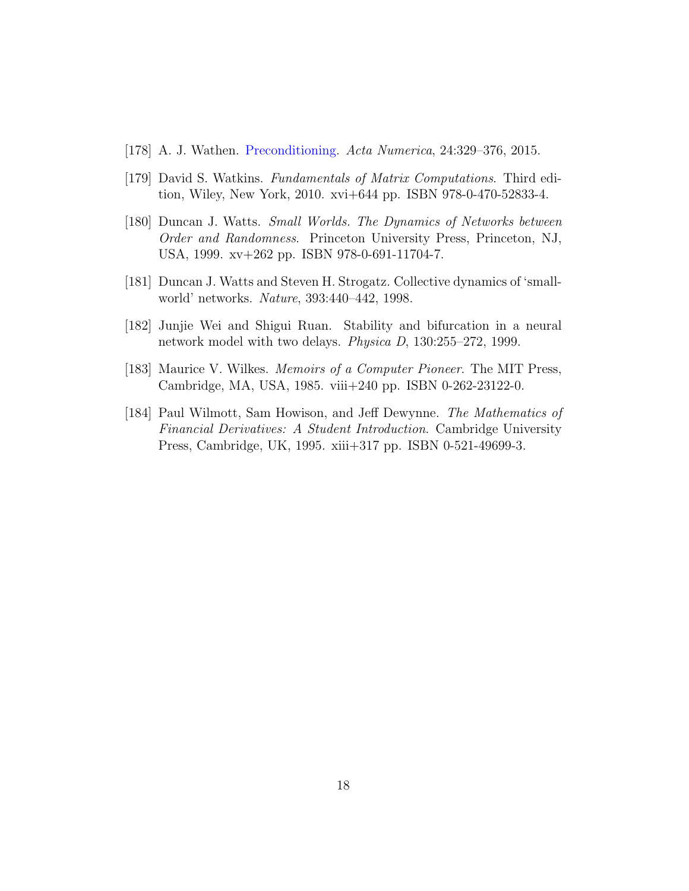[178] A. J. Wathen. Preconditioning. *Acta Numerica*, 24:329–376, 2015.

[179] David S. Watkins. *Fundamentals of Matrix Computations*. Third edition, Wiley, New York, 2010. xvi+644 pp. ISBN 978-0-470-52833-4.

[180] Duncan J. Watts. *Small Worlds. The Dynamics of Networks between Order and Randomness*. Princeton University Press, Princeton, NJ, USA, 1999. xv+262 pp. ISBN 978-0-691-11704-7.

[181] Duncan J. Watts and Steven H. Strogatz. Collective dynamics of 'small-world' networks. *Nature*, 393:440–442, 1998.

[182] Junjie Wei and Shigui Ruan. Stability and bifurcation in a neural network model with two delays. *Physica D*, 130:255–272, 1999.

[183] Maurice V. Wilkes. *Memoirs of a Computer Pioneer*. The MIT Press, Cambridge, MA, USA, 1985. viii+240 pp. ISBN 0-262-23122-0.

[184] Paul Wilmott, Sam Howison, and Jeff Dewynne. *The Mathematics of Financial Derivatives: A Student Introduction*. Cambridge University Press, Cambridge, UK, 1995. xiii+317 pp. ISBN 0-521-49699-3.